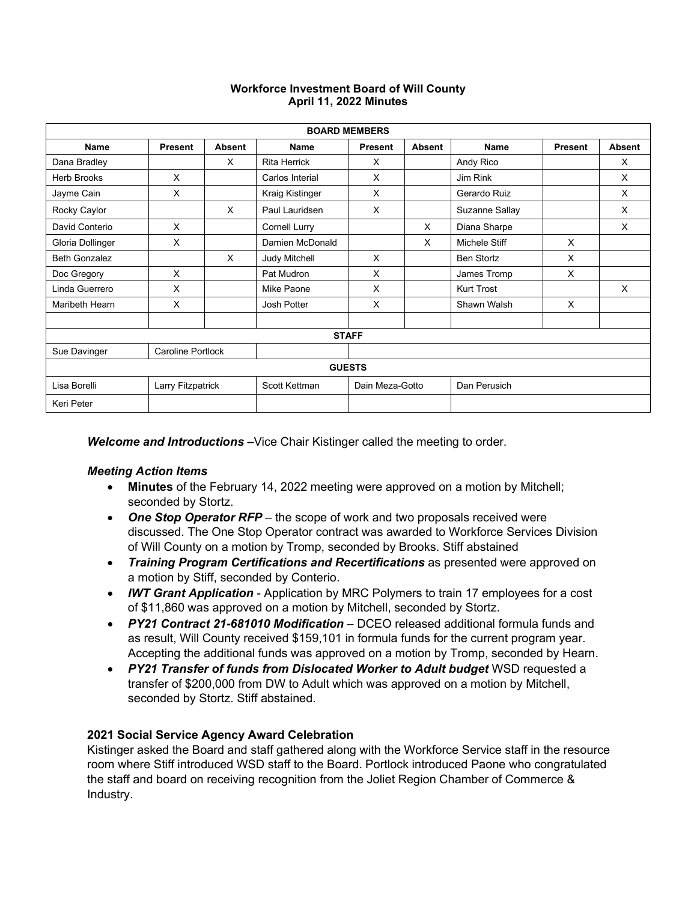**Workforce Investment Board of Will County**
**April 11, 2022 Minutes**

| BOARD MEMBERS | | | | | | | | |
|---|---|---|---|---|---|---|---|---|
| **Name** | **Present** | **Absent** | **Name** | **Present** | **Absent** | **Name** | **Present** | **Absent** |
| Dana Bradley | | X | Rita Herrick | X | | Andy Rico | | X |
| Herb Brooks | X | | Carlos Interial | X | | Jim Rink | | X |
| Jayme Cain | X | | Kraig Kistinger | X | | Gerardo Ruiz | | X |
| Rocky Caylor | | X | Paul Lauridsen | X | | Suzanne Sallay | | X |
| David Conterio | X | | Cornell Lurry | | X | Diana Sharpe | | X |
| Gloria Dollinger | X | | Damien McDonald | | X | Michele Stiff | X | |
| Beth Gonzalez | | X | Judy Mitchell | X | | Ben Stortz | X | |
| Doc Gregory | X | | Pat Mudron | X | | James Tromp | X | |
| Linda Guerrero | X | | Mike Paone | X | | Kurt Trost | | X |
| Maribeth Hearn | X | | Josh Potter | X | | Shawn Walsh | X | |
| | | | | | | | | |
| **STAFF** | | | | | | | | |
| Sue Davinger | Caroline Portlock | | | | | | | |
| **GUESTS** | | | | | | | | |
| Lisa Borelli | Larry Fitzpatrick | | Scott Kettman | Dain Meza-Gotto | | Dan Perusich | | |
| Keri Peter | | | | | | | | |

***Welcome and Introductions –*** Vice Chair Kistinger called the meeting to order.

***Meeting Action Items***

- **Minutes** of the February 14, 2022 meeting were approved on a motion by Mitchell; seconded by Stortz.
- ***One Stop Operator RFP*** – the scope of work and two proposals received were discussed. The One Stop Operator contract was awarded to Workforce Services Division of Will County on a motion by Tromp, seconded by Brooks. Stiff abstained
- ***Training Program Certifications and Recertifications*** as presented were approved on a motion by Stiff, seconded by Conterio.
- ***IWT Grant Application*** - Application by MRC Polymers to train 17 employees for a cost of $11,860 was approved on a motion by Mitchell, seconded by Stortz.
- ***PY21 Contract 21-681010 Modification*** – DCEO released additional formula funds and as result, Will County received $159,101 in formula funds for the current program year. Accepting the additional funds was approved on a motion by Tromp, seconded by Hearn.
- ***PY21 Transfer of funds from Dislocated Worker to Adult budget*** WSD requested a transfer of $200,000 from DW to Adult which was approved on a motion by Mitchell, seconded by Stortz. Stiff abstained.

**2021 Social Service Agency Award Celebration**

Kistinger asked the Board and staff gathered along with the Workforce Service staff in the resource room where Stiff introduced WSD staff to the Board. Portlock introduced Paone who congratulated the staff and board on receiving recognition from the Joliet Region Chamber of Commerce & Industry.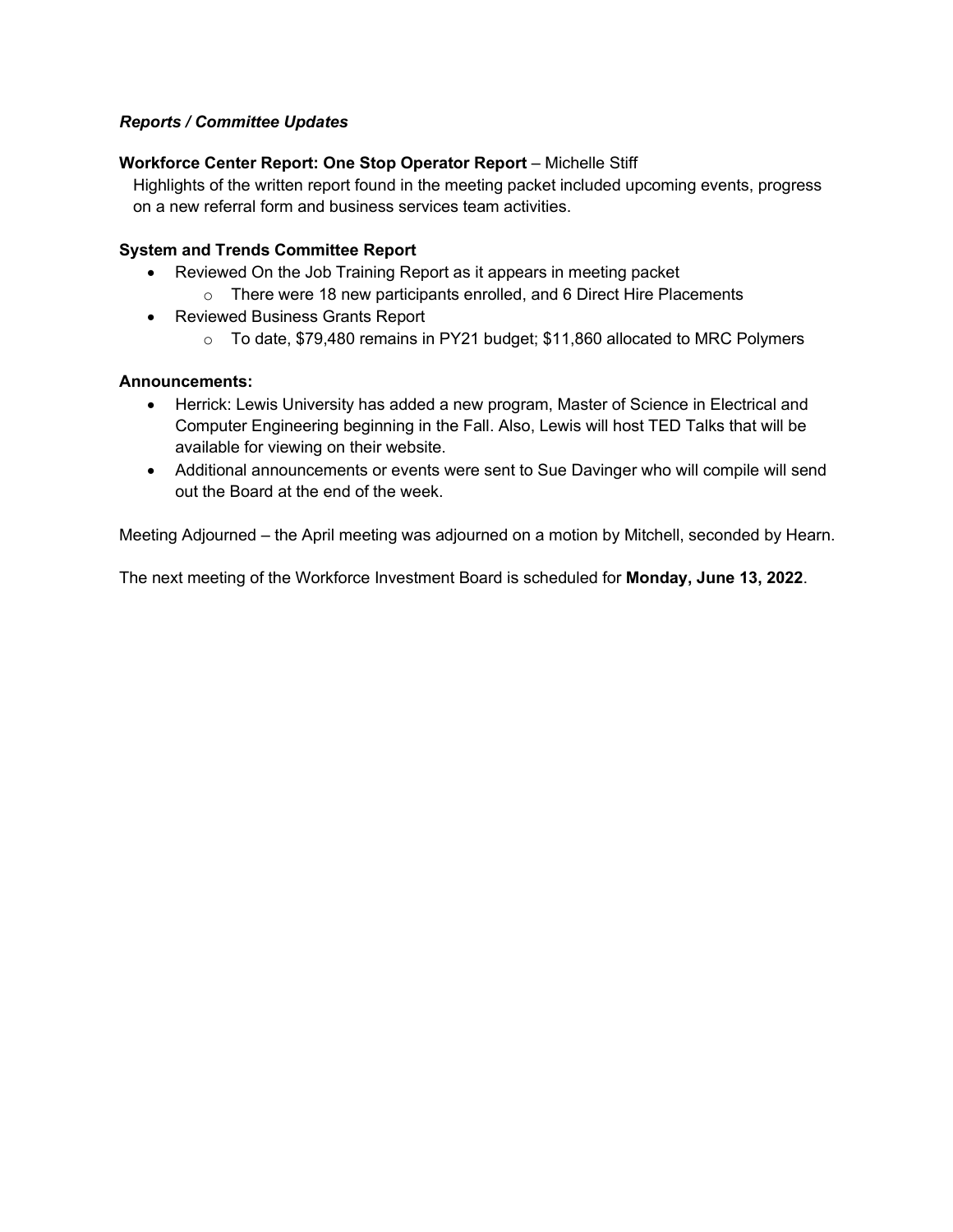***Reports / Committee Updates***

**Workforce Center Report: One Stop Operator Report** – Michelle Stiff

Highlights of the written report found in the meeting packet included upcoming events, progress on a new referral form and business services team activities.

**System and Trends Committee Report**

- Reviewed On the Job Training Report as it appears in meeting packet
  - There were 18 new participants enrolled, and 6 Direct Hire Placements
- Reviewed Business Grants Report
  - To date, $79,480 remains in PY21 budget; $11,860 allocated to MRC Polymers

**Announcements:**

- Herrick: Lewis University has added a new program, Master of Science in Electrical and Computer Engineering beginning in the Fall. Also, Lewis will host TED Talks that will be available for viewing on their website.
- Additional announcements or events were sent to Sue Davinger who will compile will send out the Board at the end of the week.

Meeting Adjourned – the April meeting was adjourned on a motion by Mitchell, seconded by Hearn.

The next meeting of the Workforce Investment Board is scheduled for **Monday, June 13, 2022**.